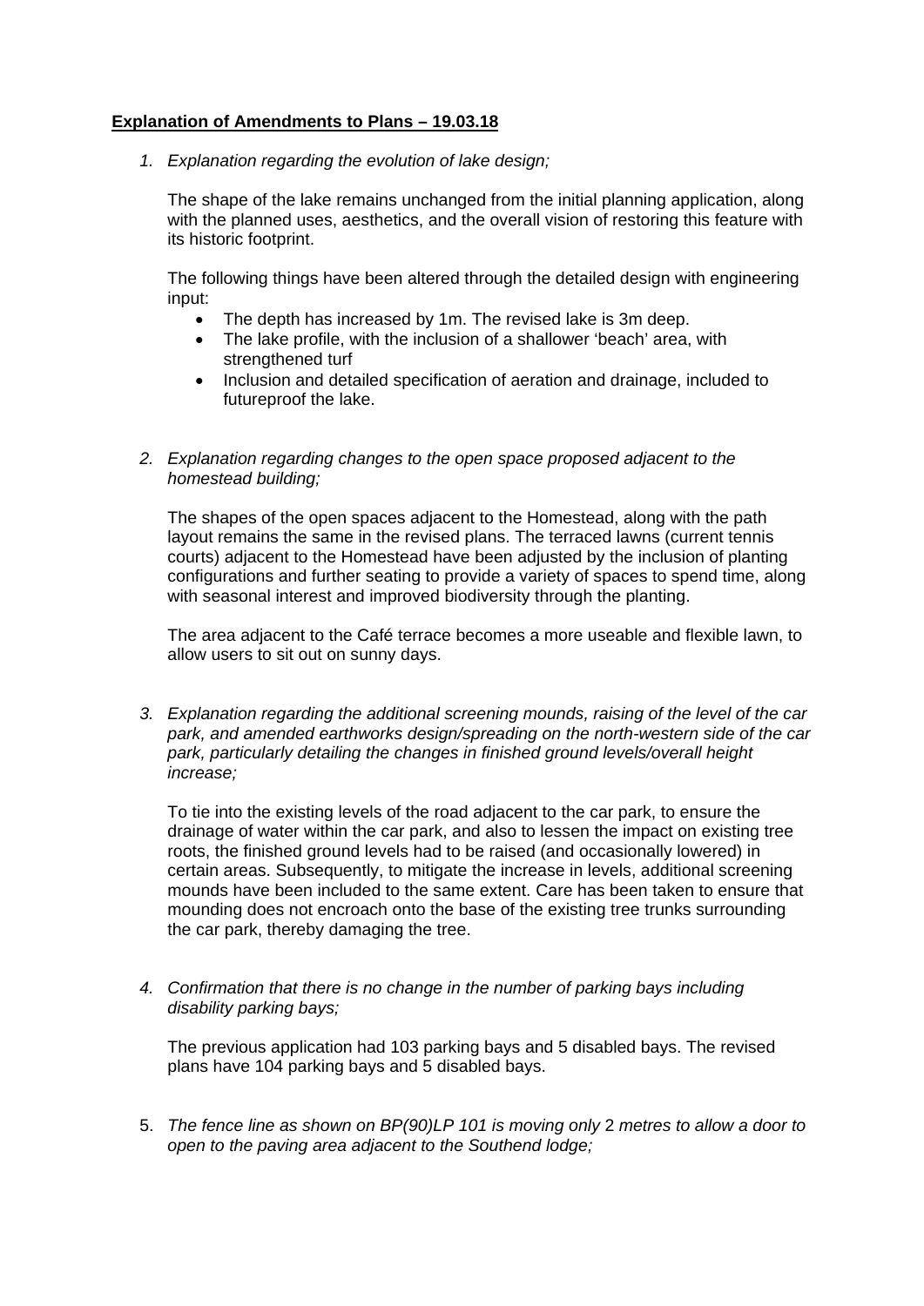**Explanation of Amendments to Plans – 19.03.18**

1. *Explanation regarding the evolution of lake design;*

   The shape of the lake remains unchanged from the initial planning application, along with the planned uses, aesthetics, and the overall vision of restoring this feature with its historic footprint.

   The following things have been altered through the detailed design with engineering input:

   - The depth has increased by 1m. The revised lake is 3m deep.
   - The lake profile, with the inclusion of a shallower 'beach' area, with strengthened turf
   - Inclusion and detailed specification of aeration and drainage, included to futureproof the lake.

2. *Explanation regarding changes to the open space proposed adjacent to the homestead building;*

   The shapes of the open spaces adjacent to the Homestead, along with the path layout remains the same in the revised plans. The terraced lawns (current tennis courts) adjacent to the Homestead have been adjusted by the inclusion of planting configurations and further seating to provide a variety of spaces to spend time, along with seasonal interest and improved biodiversity through the planting.

   The area adjacent to the Café terrace becomes a more useable and flexible lawn, to allow users to sit out on sunny days.

3. *Explanation regarding the additional screening mounds, raising of the level of the car park, and amended earthworks design/spreading on the north-western side of the car park, particularly detailing the changes in finished ground levels/overall height increase;*

   To tie into the existing levels of the road adjacent to the car park, to ensure the drainage of water within the car park, and also to lessen the impact on existing tree roots, the finished ground levels had to be raised (and occasionally lowered) in certain areas. Subsequently, to mitigate the increase in levels, additional screening mounds have been included to the same extent. Care has been taken to ensure that mounding does not encroach onto the base of the existing tree trunks surrounding the car park, thereby damaging the tree.

4. *Confirmation that there is no change in the number of parking bays including disability parking bays;*

   The previous application had 103 parking bays and 5 disabled bays. The revised plans have 104 parking bays and 5 disabled bays.

5. *The fence line as shown on BP(90)LP 101 is moving only 2 metres to allow a door to open to the paving area adjacent to the Southend lodge;*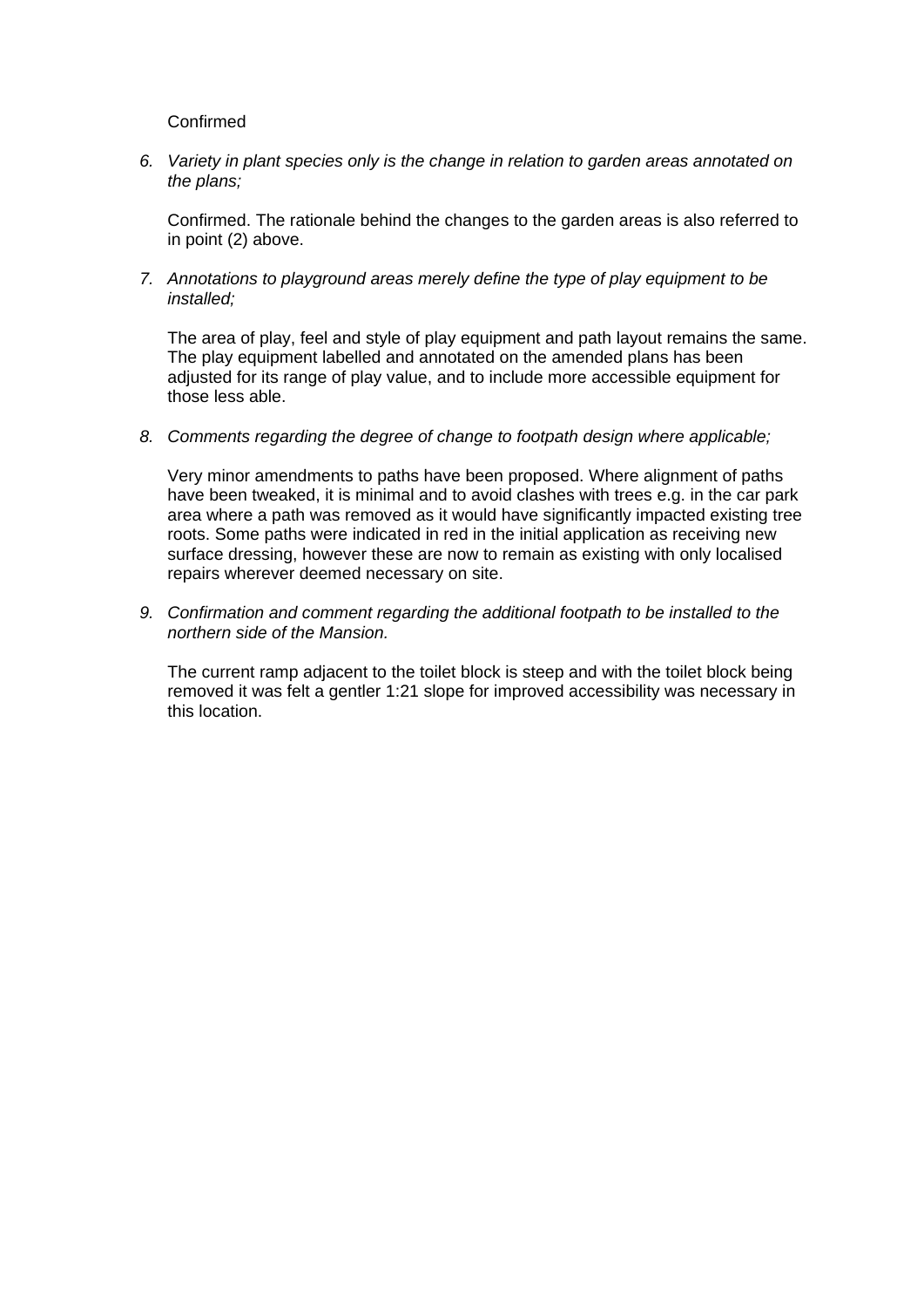Confirmed

6. *Variety in plant species only is the change in relation to garden areas annotated on the plans;*

   Confirmed. The rationale behind the changes to the garden areas is also referred to in point (2) above.

7. *Annotations to playground areas merely define the type of play equipment to be installed;*

   The area of play, feel and style of play equipment and path layout remains the same. The play equipment labelled and annotated on the amended plans has been adjusted for its range of play value, and to include more accessible equipment for those less able.

8. *Comments regarding the degree of change to footpath design where applicable;*

   Very minor amendments to paths have been proposed. Where alignment of paths have been tweaked, it is minimal and to avoid clashes with trees e.g. in the car park area where a path was removed as it would have significantly impacted existing tree roots. Some paths were indicated in red in the initial application as receiving new surface dressing, however these are now to remain as existing with only localised repairs wherever deemed necessary on site.

9. *Confirmation and comment regarding the additional footpath to be installed to the northern side of the Mansion.*

   The current ramp adjacent to the toilet block is steep and with the toilet block being removed it was felt a gentler 1:21 slope for improved accessibility was necessary in this location.